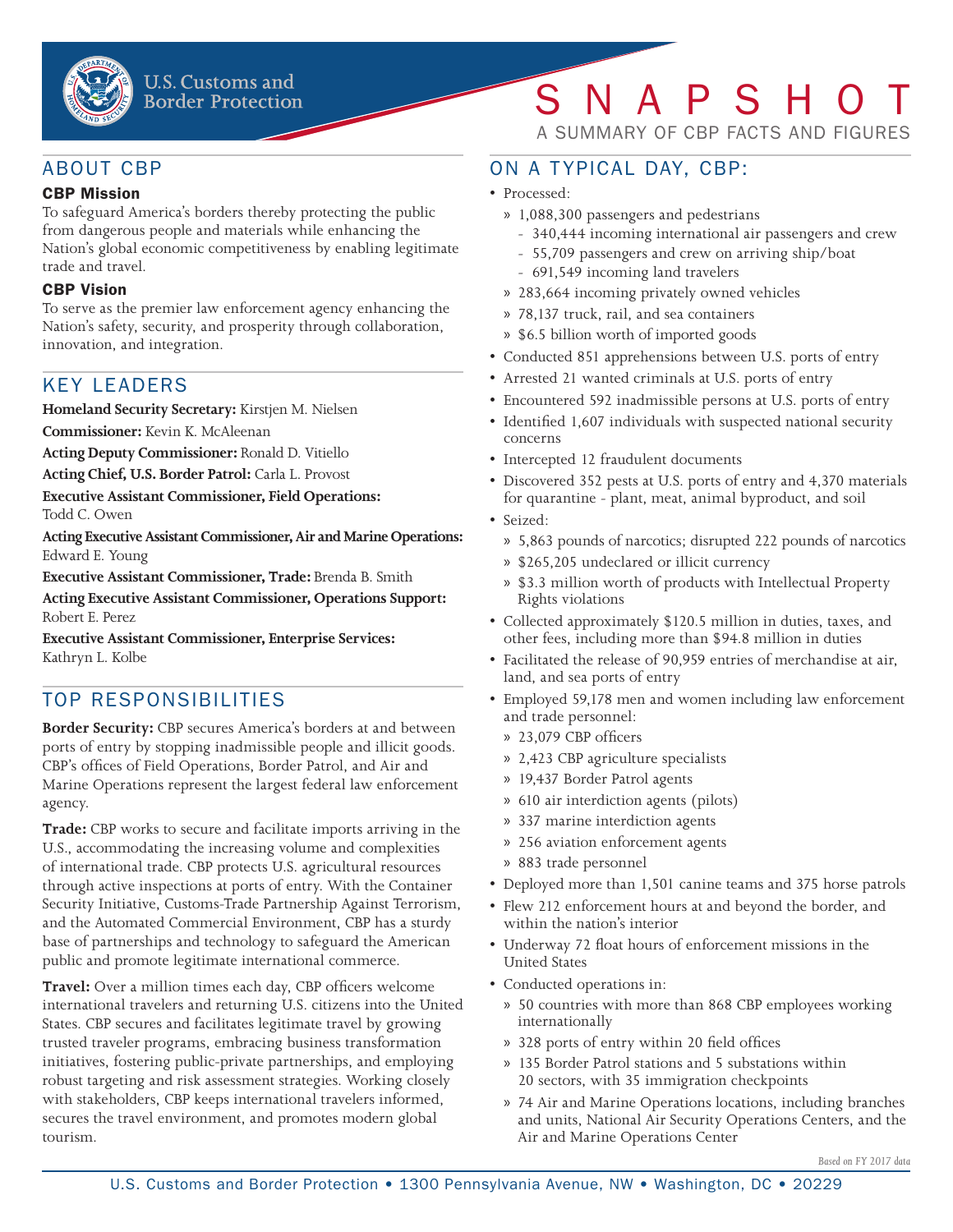U.S. Customs and Border Protection

# SNAPSHOT

A SUMMARY OF CBP FACTS AND FIGURES

## ABOUT CBP

### CBP Mission

To safeguard America's borders thereby protecting the public from dangerous people and materials while enhancing the Nation's global economic competitiveness by enabling legitimate trade and travel.

### CBP Vision

To serve as the premier law enforcement agency enhancing the Nation's safety, security, and prosperity through collaboration, innovation, and integration.

## KEY LEADERS

**Homeland Security Secretary:** Kirstjen M. Nielsen

**Commissioner:** Kevin K. McAleenan

**Acting Deputy Commissioner:** Ronald D. Vitiello

**Acting Chief, U.S. Border Patrol:** Carla L. Provost

**Executive Assistant Commissioner, Field Operations:** Todd C. Owen

**Acting Executive Assistant Commissioner, Air and Marine Operations:** Edward E. Young

**Executive Assistant Commissioner, Trade:** Brenda B. Smith

**Acting Executive Assistant Commissioner, Operations Support:** Robert E. Perez

**Executive Assistant Commissioner, Enterprise Services:** Kathryn L. Kolbe

## TOP RESPONSIBILITIES

**Border Security:** CBP secures America's borders at and between ports of entry by stopping inadmissible people and illicit goods. CBP's offices of Field Operations, Border Patrol, and Air and Marine Operations represent the largest federal law enforcement agency.

**Trade:** CBP works to secure and facilitate imports arriving in the U.S., accommodating the increasing volume and complexities of international trade. CBP protects U.S. agricultural resources through active inspections at ports of entry. With the Container Security Initiative, Customs-Trade Partnership Against Terrorism, and the Automated Commercial Environment, CBP has a sturdy base of partnerships and technology to safeguard the American public and promote legitimate international commerce.

**Travel:** Over a million times each day, CBP officers welcome international travelers and returning U.S. citizens into the United States. CBP secures and facilitates legitimate travel by growing trusted traveler programs, embracing business transformation initiatives, fostering public-private partnerships, and employing robust targeting and risk assessment strategies. Working closely with stakeholders, CBP keeps international travelers informed, secures the travel environment, and promotes modern global tourism.

## ON A TYPICAL DAY, CBP:

- Processed:
  - 1,088,300 passengers and pedestrians
    - 340,444 incoming international air passengers and crew
    - 55,709 passengers and crew on arriving ship/boat
    - 691,549 incoming land travelers
  - 283,664 incoming privately owned vehicles
  - 78,137 truck, rail, and sea containers
  - $6.5 billion worth of imported goods
- Conducted 851 apprehensions between U.S. ports of entry
- Arrested 21 wanted criminals at U.S. ports of entry
- Encountered 592 inadmissible persons at U.S. ports of entry
- Identified 1,607 individuals with suspected national security concerns
- Intercepted 12 fraudulent documents
- Discovered 352 pests at U.S. ports of entry and 4,370 materials for quarantine - plant, meat, animal byproduct, and soil
- Seized:
  - 5,863 pounds of narcotics; disrupted 222 pounds of narcotics
  - $265,205 undeclared or illicit currency
  - $3.3 million worth of products with Intellectual Property Rights violations
- Collected approximately $120.5 million in duties, taxes, and other fees, including more than $94.8 million in duties
- Facilitated the release of 90,959 entries of merchandise at air, land, and sea ports of entry
- Employed 59,178 men and women including law enforcement and trade personnel:
  - 23,079 CBP officers
  - 2,423 CBP agriculture specialists
  - 19,437 Border Patrol agents
  - 610 air interdiction agents (pilots)
  - 337 marine interdiction agents
  - 256 aviation enforcement agents
  - 883 trade personnel
- Deployed more than 1,501 canine teams and 375 horse patrols
- Flew 212 enforcement hours at and beyond the border, and within the nation's interior
- Underway 72 float hours of enforcement missions in the United States
- Conducted operations in:
  - 50 countries with more than 868 CBP employees working internationally
  - 328 ports of entry within 20 field offices
  - 135 Border Patrol stations and 5 substations within 20 sectors, with 35 immigration checkpoints
  - 74 Air and Marine Operations locations, including branches and units, National Air Security Operations Centers, and the Air and Marine Operations Center

*Based on FY 2017 data*

U.S. Customs and Border Protection • 1300 Pennsylvania Avenue, NW • Washington, DC • 20229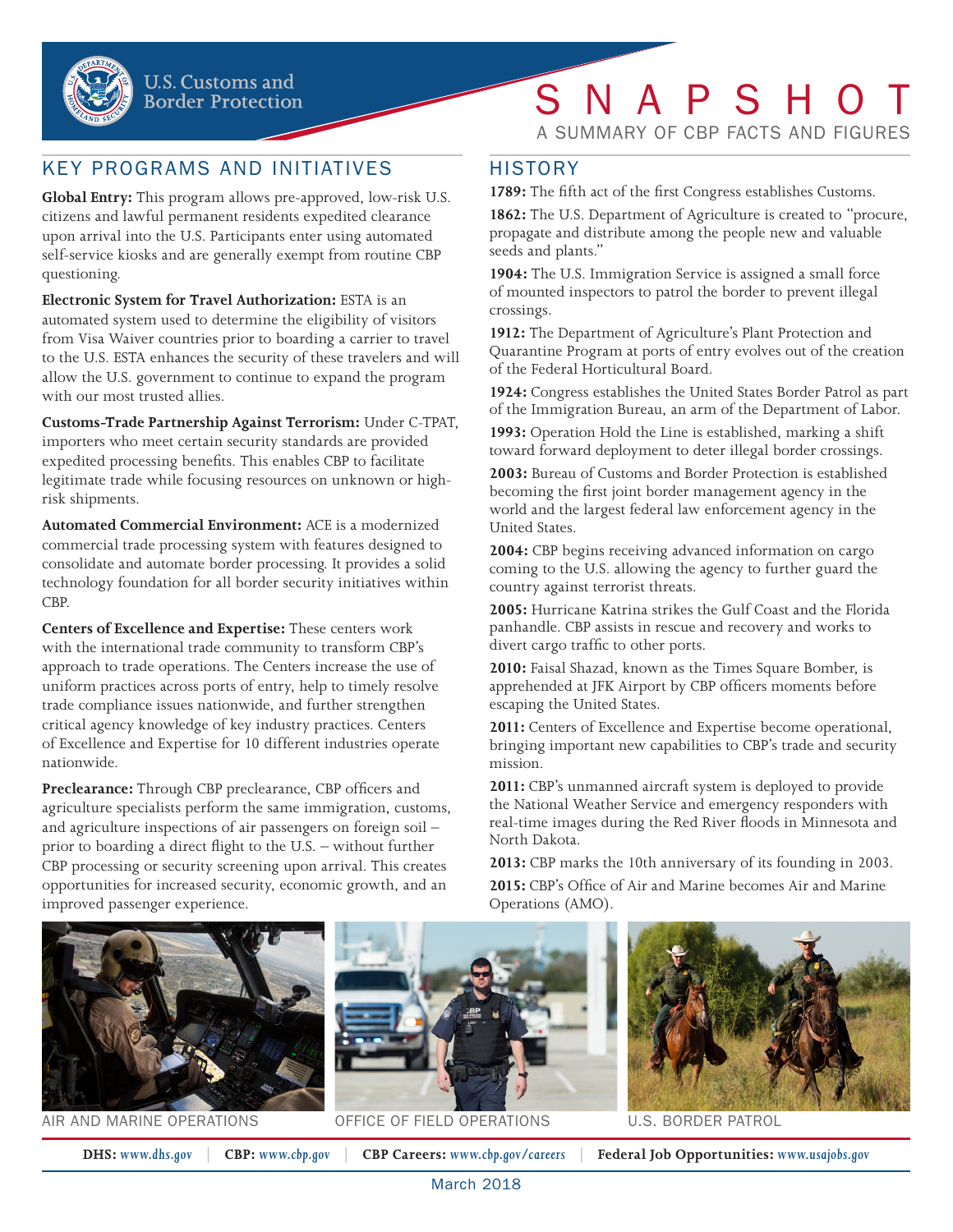U.S. Customs and Border Protection

# SNAPSHOT

A SUMMARY OF CBP FACTS AND FIGURES

## KEY PROGRAMS AND INITIATIVES

**Global Entry:** This program allows pre-approved, low-risk U.S. citizens and lawful permanent residents expedited clearance upon arrival into the U.S. Participants enter using automated self-service kiosks and are generally exempt from routine CBP questioning.

**Electronic System for Travel Authorization:** ESTA is an automated system used to determine the eligibility of visitors from Visa Waiver countries prior to boarding a carrier to travel to the U.S. ESTA enhances the security of these travelers and will allow the U.S. government to continue to expand the program with our most trusted allies.

**Customs-Trade Partnership Against Terrorism:** Under C-TPAT, importers who meet certain security standards are provided expedited processing benefits. This enables CBP to facilitate legitimate trade while focusing resources on unknown or high-risk shipments.

**Automated Commercial Environment:** ACE is a modernized commercial trade processing system with features designed to consolidate and automate border processing. It provides a solid technology foundation for all border security initiatives within CBP.

**Centers of Excellence and Expertise:** These centers work with the international trade community to transform CBP's approach to trade operations. The Centers increase the use of uniform practices across ports of entry, help to timely resolve trade compliance issues nationwide, and further strengthen critical agency knowledge of key industry practices. Centers of Excellence and Expertise for 10 different industries operate nationwide.

**Preclearance:** Through CBP preclearance, CBP officers and agriculture specialists perform the same immigration, customs, and agriculture inspections of air passengers on foreign soil – prior to boarding a direct flight to the U.S. – without further CBP processing or security screening upon arrival. This creates opportunities for increased security, economic growth, and an improved passenger experience.

## HISTORY

**1789:** The fifth act of the first Congress establishes Customs.

**1862:** The U.S. Department of Agriculture is created to "procure, propagate and distribute among the people new and valuable seeds and plants."

**1904:** The U.S. Immigration Service is assigned a small force of mounted inspectors to patrol the border to prevent illegal crossings.

**1912:** The Department of Agriculture's Plant Protection and Quarantine Program at ports of entry evolves out of the creation of the Federal Horticultural Board.

**1924:** Congress establishes the United States Border Patrol as part of the Immigration Bureau, an arm of the Department of Labor.

**1993:** Operation Hold the Line is established, marking a shift toward forward deployment to deter illegal border crossings.

**2003:** Bureau of Customs and Border Protection is established becoming the first joint border management agency in the world and the largest federal law enforcement agency in the United States.

**2004:** CBP begins receiving advanced information on cargo coming to the U.S. allowing the agency to further guard the country against terrorist threats.

**2005:** Hurricane Katrina strikes the Gulf Coast and the Florida panhandle. CBP assists in rescue and recovery and works to divert cargo traffic to other ports.

**2010:** Faisal Shazad, known as the Times Square Bomber, is apprehended at JFK Airport by CBP officers moments before escaping the United States.

**2011:** Centers of Excellence and Expertise become operational, bringing important new capabilities to CBP's trade and security mission.

**2011:** CBP's unmanned aircraft system is deployed to provide the National Weather Service and emergency responders with real-time images during the Red River floods in Minnesota and North Dakota.

**2013:** CBP marks the 10th anniversary of its founding in 2003.

**2015:** CBP's Office of Air and Marine becomes Air and Marine Operations (AMO).

AIR AND MARINE OPERATIONS

OFFICE OF FIELD OPERATIONS

U.S. BORDER PATROL

**DHS:** www.dhs.gov | **CBP:** www.cbp.gov | **CBP Careers:** www.cbp.gov/careers | **Federal Job Opportunities:** www.usajobs.gov

March 2018